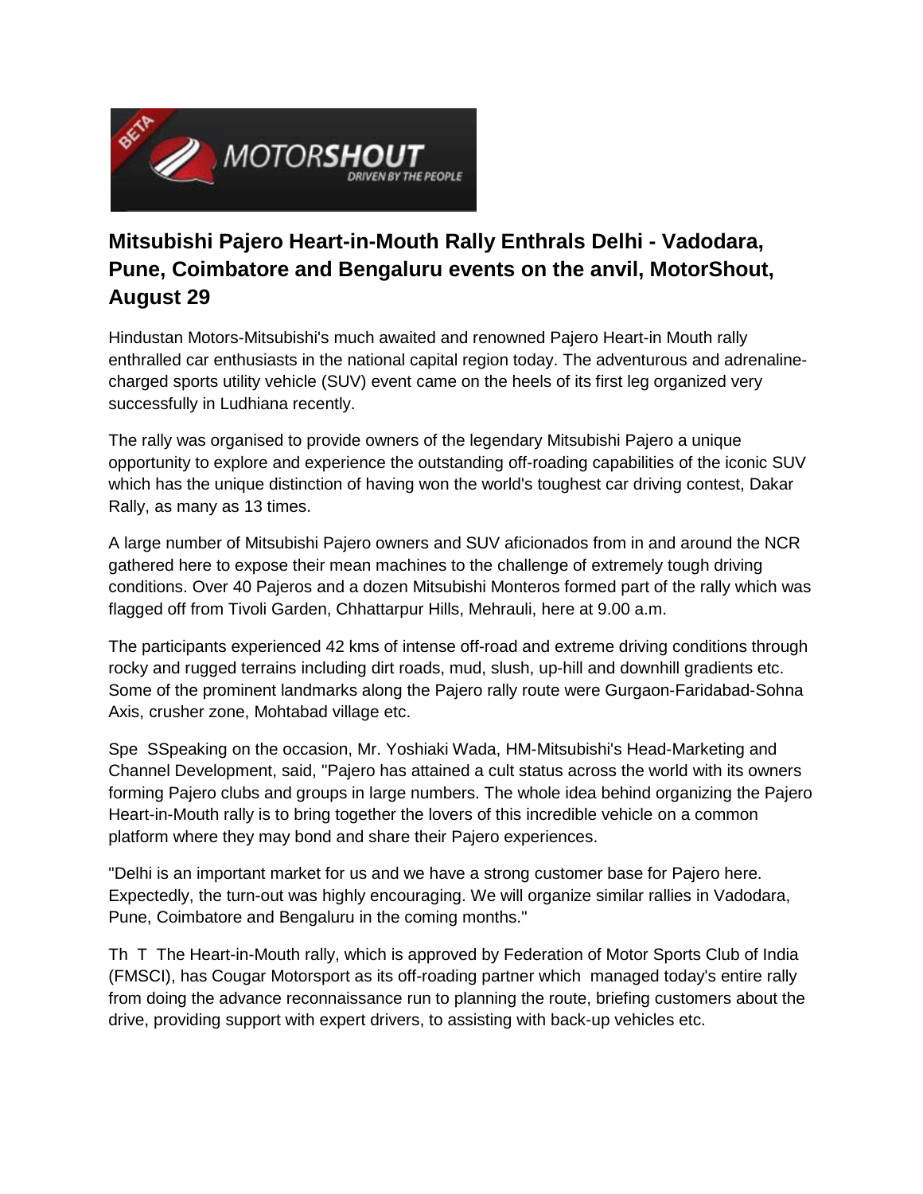# Mitsubishi Pajero Heart-in-Mouth Rally Enthrals Delhi - Vadodara, Pune, Coimbatore and Bengaluru events on the anvil, MotorShout, August 29

Hindustan Motors-Mitsubishi's much awaited and renowned Pajero Heart-in Mouth rally enthralled car enthusiasts in the national capital region today. The adventurous and adrenaline-charged sports utility vehicle (SUV) event came on the heels of its first leg organized very successfully in Ludhiana recently.

The rally was organised to provide owners of the legendary Mitsubishi Pajero a unique opportunity to explore and experience the outstanding off-roading capabilities of the iconic SUV which has the unique distinction of having won the world's toughest car driving contest, Dakar Rally, as many as 13 times.

A large number of Mitsubishi Pajero owners and SUV aficionados from in and around the NCR gathered here to expose their mean machines to the challenge of extremely tough driving conditions. Over 40 Pajeros and a dozen Mitsubishi Monteros formed part of the rally which was flagged off from Tivoli Garden, Chhattarpur Hills, Mehrauli, here at 9.00 a.m.

The participants experienced 42 kms of intense off-road and extreme driving conditions through rocky and rugged terrains including dirt roads, mud, slush, up-hill and downhill gradients etc. Some of the prominent landmarks along the Pajero rally route were Gurgaon-Faridabad-Sohna Axis, crusher zone, Mohtabad village etc.

Spe SSpeaking on the occasion, Mr. Yoshiaki Wada, HM-Mitsubishi's Head-Marketing and Channel Development, said, "Pajero has attained a cult status across the world with its owners forming Pajero clubs and groups in large numbers. The whole idea behind organizing the Pajero Heart-in-Mouth rally is to bring together the lovers of this incredible vehicle on a common platform where they may bond and share their Pajero experiences.

"Delhi is an important market for us and we have a strong customer base for Pajero here. Expectedly, the turn-out was highly encouraging. We will organize similar rallies in Vadodara, Pune, Coimbatore and Bengaluru in the coming months."

Th T The Heart-in-Mouth rally, which is approved by Federation of Motor Sports Club of India (FMSCI), has Cougar Motorsport as its off-roading partner which managed today's entire rally from doing the advance reconnaissance run to planning the route, briefing customers about the drive, providing support with expert drivers, to assisting with back-up vehicles etc.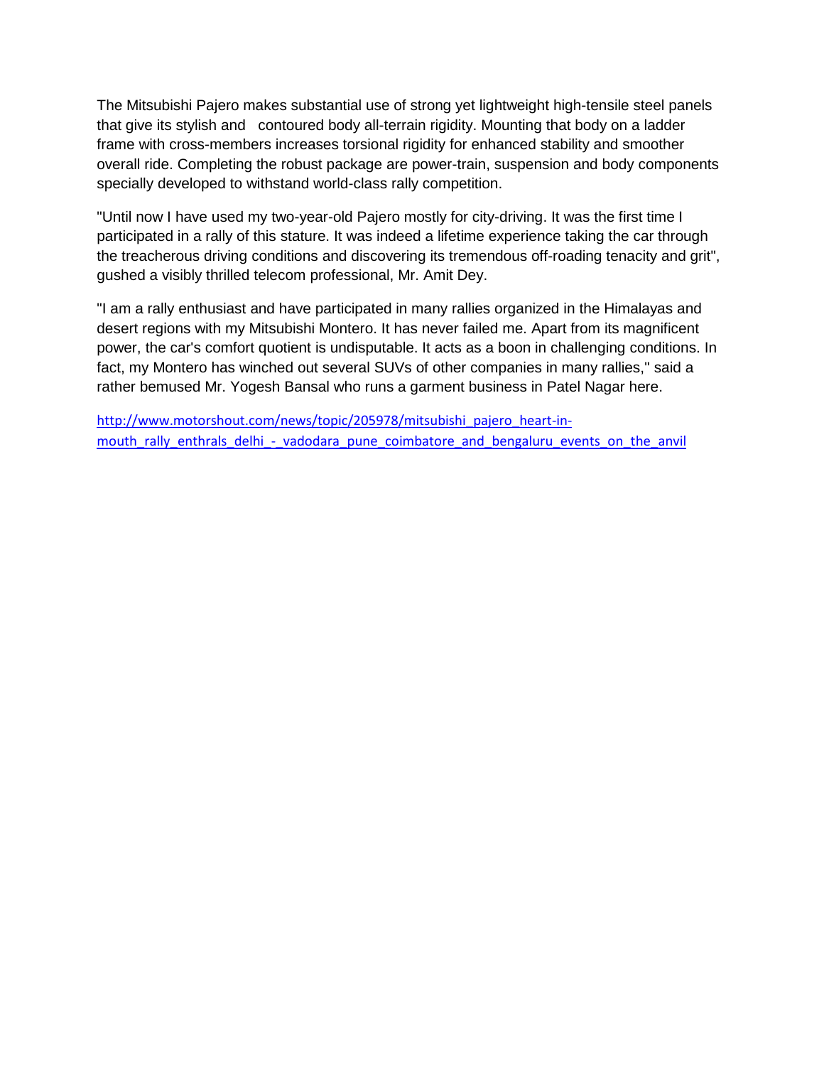The Mitsubishi Pajero makes substantial use of strong yet lightweight high-tensile steel panels that give its stylish and contoured body all-terrain rigidity. Mounting that body on a ladder frame with cross-members increases torsional rigidity for enhanced stability and smoother overall ride. Completing the robust package are power-train, suspension and body components specially developed to withstand world-class rally competition.

"Until now I have used my two-year-old Pajero mostly for city-driving. It was the first time I participated in a rally of this stature. It was indeed a lifetime experience taking the car through the treacherous driving conditions and discovering its tremendous off-roading tenacity and grit", gushed a visibly thrilled telecom professional, Mr. Amit Dey.

"I am a rally enthusiast and have participated in many rallies organized in the Himalayas and desert regions with my Mitsubishi Montero. It has never failed me. Apart from its magnificent power, the car's comfort quotient is undisputable. It acts as a boon in challenging conditions. In fact, my Montero has winched out several SUVs of other companies in many rallies," said a rather bemused Mr. Yogesh Bansal who runs a garment business in Patel Nagar here.

http://www.motorshout.com/news/topic/205978/mitsubishi_pajero_heart-in-mouth_rally_enthrals_delhi_-_vadodara_pune_coimbatore_and_bengaluru_events_on_the_anvil